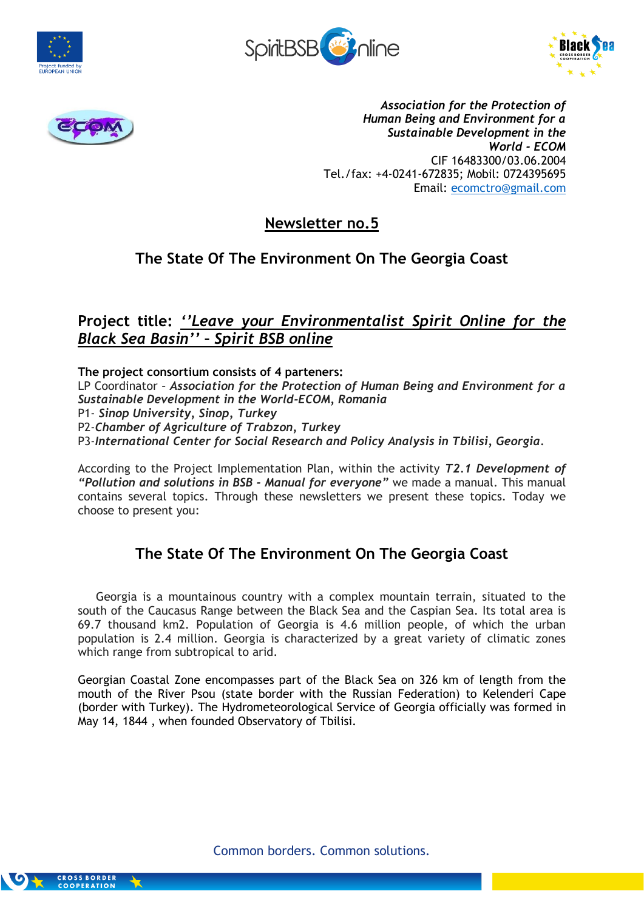*Association for the Protection of Human Being and Environment for a Sustainable Development in the World - ECOM*
CIF 16483300/03.06.2004
Tel./fax: +4-0241-672835; Mobil: 0724395695
Email: ecomctro@gmail.com

# Newsletter no.5

## The State Of The Environment On The Georgia Coast

## Project title: *''Leave your Environmentalist Spirit Online for the Black Sea Basin'' - Spirit BSB online*

**The project consortium consists of 4 parteners:**
LP Coordinator – ***Association for the Protection of Human Being and Environment for a Sustainable Development in the World-ECOM, Romania***
P1- ***Sinop University, Sinop, Turkey***
P2-***Chamber of Agriculture of Trabzon, Turkey***
P3-***International Center for Social Research and Policy Analysis in Tbilisi, Georgia***.

According to the Project Implementation Plan, within the activity ***T2.1 Development of "Pollution and solutions in BSB - Manual for everyone"*** we made a manual. This manual contains several topics. Through these newsletters we present these topics. Today we choose to present you:

## The State Of The Environment On The Georgia Coast

Georgia is a mountainous country with a complex mountain terrain, situated to the south of the Caucasus Range between the Black Sea and the Caspian Sea. Its total area is 69.7 thousand km2. Population of Georgia is 4.6 million people, of which the urban population is 2.4 million. Georgia is characterized by a great variety of climatic zones which range from subtropical to arid.

Georgian Coastal Zone encompasses part of the Black Sea on 326 km of length from the mouth of the River Psou (state border with the Russian Federation) to Kelenderi Cape (border with Turkey). The Hydrometeorological Service of Georgia officially was formed in May 14, 1844 , when founded Observatory of Tbilisi.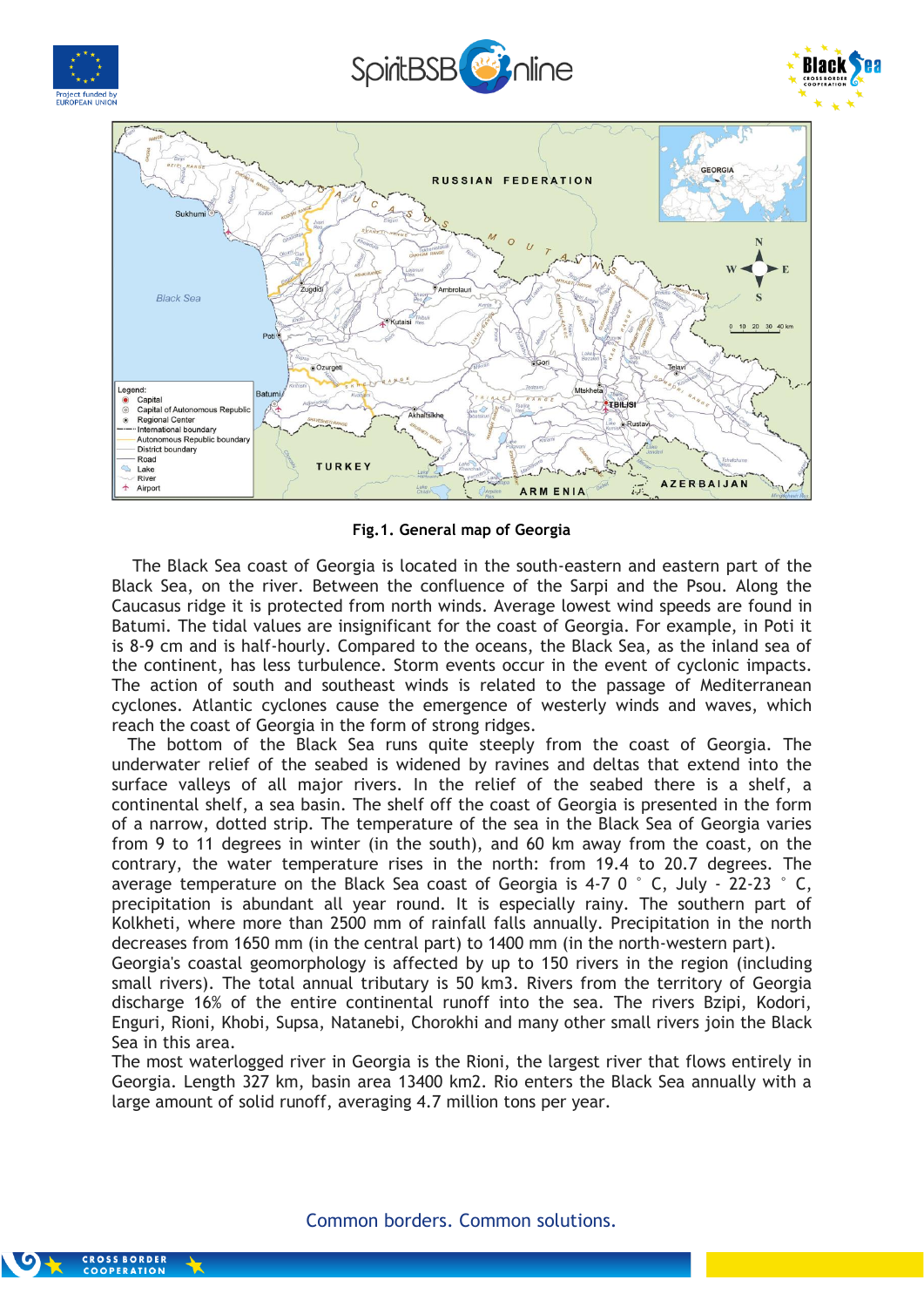Fig.1. General map of Georgia

The Black Sea coast of Georgia is located in the south-eastern and eastern part of the Black Sea, on the river. Between the confluence of the Sarpi and the Psou. Along the Caucasus ridge it is protected from north winds. Average lowest wind speeds are found in Batumi. The tidal values are insignificant for the coast of Georgia. For example, in Poti it is 8-9 cm and is half-hourly. Compared to the oceans, the Black Sea, as the inland sea of the continent, has less turbulence. Storm events occur in the event of cyclonic impacts. The action of south and southeast winds is related to the passage of Mediterranean cyclones. Atlantic cyclones cause the emergence of westerly winds and waves, which reach the coast of Georgia in the form of strong ridges.

The bottom of the Black Sea runs quite steeply from the coast of Georgia. The underwater relief of the seabed is widened by ravines and deltas that extend into the surface valleys of all major rivers. In the relief of the seabed there is a shelf, a continental shelf, a sea basin. The shelf off the coast of Georgia is presented in the form of a narrow, dotted strip. The temperature of the sea in the Black Sea of Georgia varies from 9 to 11 degrees in winter (in the south), and 60 km away from the coast, on the contrary, the water temperature rises in the north: from 19.4 to 20.7 degrees. The average temperature on the Black Sea coast of Georgia is 4-7 0 ° C, July - 22-23 ° C, precipitation is abundant all year round. It is especially rainy. The southern part of Kolkheti, where more than 2500 mm of rainfall falls annually. Precipitation in the north decreases from 1650 mm (in the central part) to 1400 mm (in the north-western part).

Georgia's coastal geomorphology is affected by up to 150 rivers in the region (including small rivers). The total annual tributary is 50 km3. Rivers from the territory of Georgia discharge 16% of the entire continental runoff into the sea. The rivers Bzipi, Kodori, Enguri, Rioni, Khobi, Supsa, Natanebi, Chorokhi and many other small rivers join the Black Sea in this area.

The most waterlogged river in Georgia is the Rioni, the largest river that flows entirely in Georgia. Length 327 km, basin area 13400 km2. Rio enters the Black Sea annually with a large amount of solid runoff, averaging 4.7 million tons per year.

Common borders. Common solutions.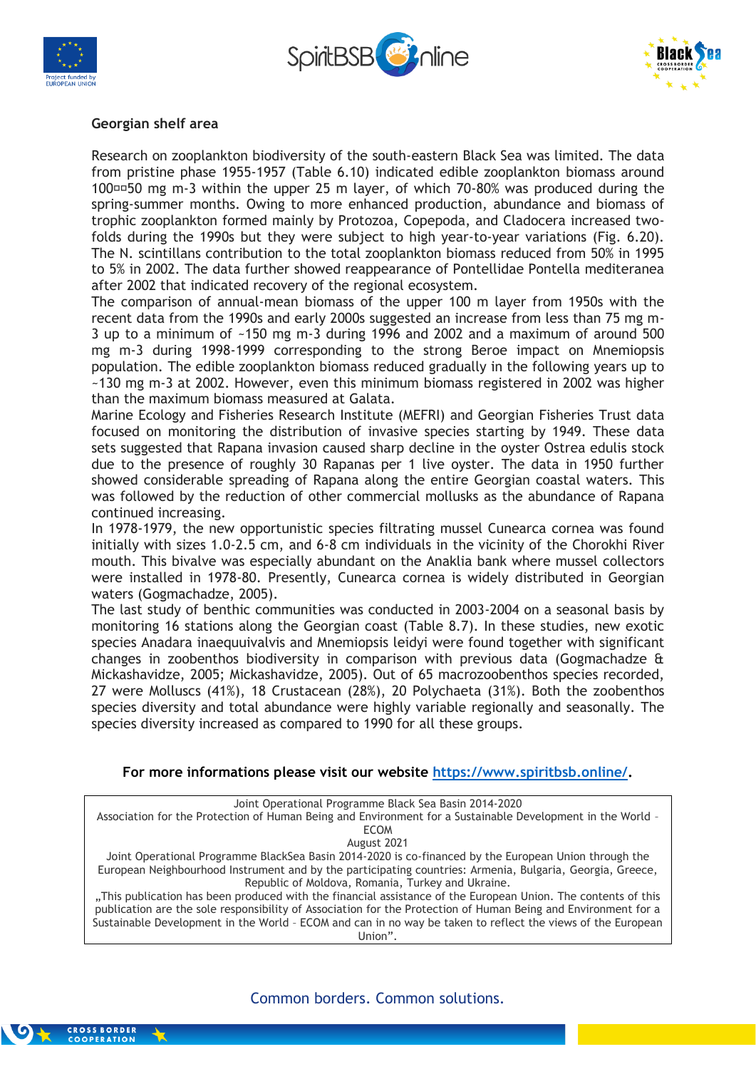## Georgian shelf area

Research on zooplankton biodiversity of the south-eastern Black Sea was limited. The data from pristine phase 1955-1957 (Table 6.10) indicated edible zooplankton biomass around 100¤¤50 mg m-3 within the upper 25 m layer, of which 70-80% was produced during the spring-summer months. Owing to more enhanced production, abundance and biomass of trophic zooplankton formed mainly by Protozoa, Copepoda, and Cladocera increased two-folds during the 1990s but they were subject to high year-to-year variations (Fig. 6.20). The N. scintillans contribution to the total zooplankton biomass reduced from 50% in 1995 to 5% in 2002. The data further showed reappearance of Pontellidae Pontella mediteranea after 2002 that indicated recovery of the regional ecosystem.

The comparison of annual-mean biomass of the upper 100 m layer from 1950s with the recent data from the 1990s and early 2000s suggested an increase from less than 75 mg m-3 up to a minimum of ~150 mg m-3 during 1996 and 2002 and a maximum of around 500 mg m-3 during 1998-1999 corresponding to the strong Beroe impact on Mnemiopsis population. The edible zooplankton biomass reduced gradually in the following years up to ~130 mg m-3 at 2002. However, even this minimum biomass registered in 2002 was higher than the maximum biomass measured at Galata.

Marine Ecology and Fisheries Research Institute (MEFRI) and Georgian Fisheries Trust data focused on monitoring the distribution of invasive species starting by 1949. These data sets suggested that Rapana invasion caused sharp decline in the oyster Ostrea edulis stock due to the presence of roughly 30 Rapanas per 1 live oyster. The data in 1950 further showed considerable spreading of Rapana along the entire Georgian coastal waters. This was followed by the reduction of other commercial mollusks as the abundance of Rapana continued increasing.

In 1978-1979, the new opportunistic species filtrating mussel Cunearca cornea was found initially with sizes 1.0-2.5 cm, and 6-8 cm individuals in the vicinity of the Chorokhi River mouth. This bivalve was especially abundant on the Anaklia bank where mussel collectors were installed in 1978-80. Presently, Cunearca cornea is widely distributed in Georgian waters (Gogmachadze, 2005).

The last study of benthic communities was conducted in 2003-2004 on a seasonal basis by monitoring 16 stations along the Georgian coast (Table 8.7). In these studies, new exotic species Anadara inaequuivalvis and Mnemiopsis leidyi were found together with significant changes in zoobenthos biodiversity in comparison with previous data (Gogmachadze & Mickashavidze, 2005; Mickashavidze, 2005). Out of 65 macrozoobenthos species recorded, 27 were Molluscs (41%), 18 Crustacean (28%), 20 Polychaeta (31%). Both the zoobenthos species diversity and total abundance were highly variable regionally and seasonally. The species diversity increased as compared to 1990 for all these groups.

**For more informations please visit our website [https://www.spiritbsb.online/](https://www.spiritbsb.online/).**

Joint Operational Programme Black Sea Basin 2014-2020
Association for the Protection of Human Being and Environment for a Sustainable Development in the World – ECOM
August 2021
Joint Operational Programme BlackSea Basin 2014-2020 is co-financed by the European Union through the European Neighbourhood Instrument and by the participating countries: Armenia, Bulgaria, Georgia, Greece, Republic of Moldova, Romania, Turkey and Ukraine.
„This publication has been produced with the financial assistance of the European Union. The contents of this publication are the sole responsibility of Association for the Protection of Human Being and Environment for a Sustainable Development in the World – ECOM and can in no way be taken to reflect the views of the European Union".

Common borders. Common solutions.